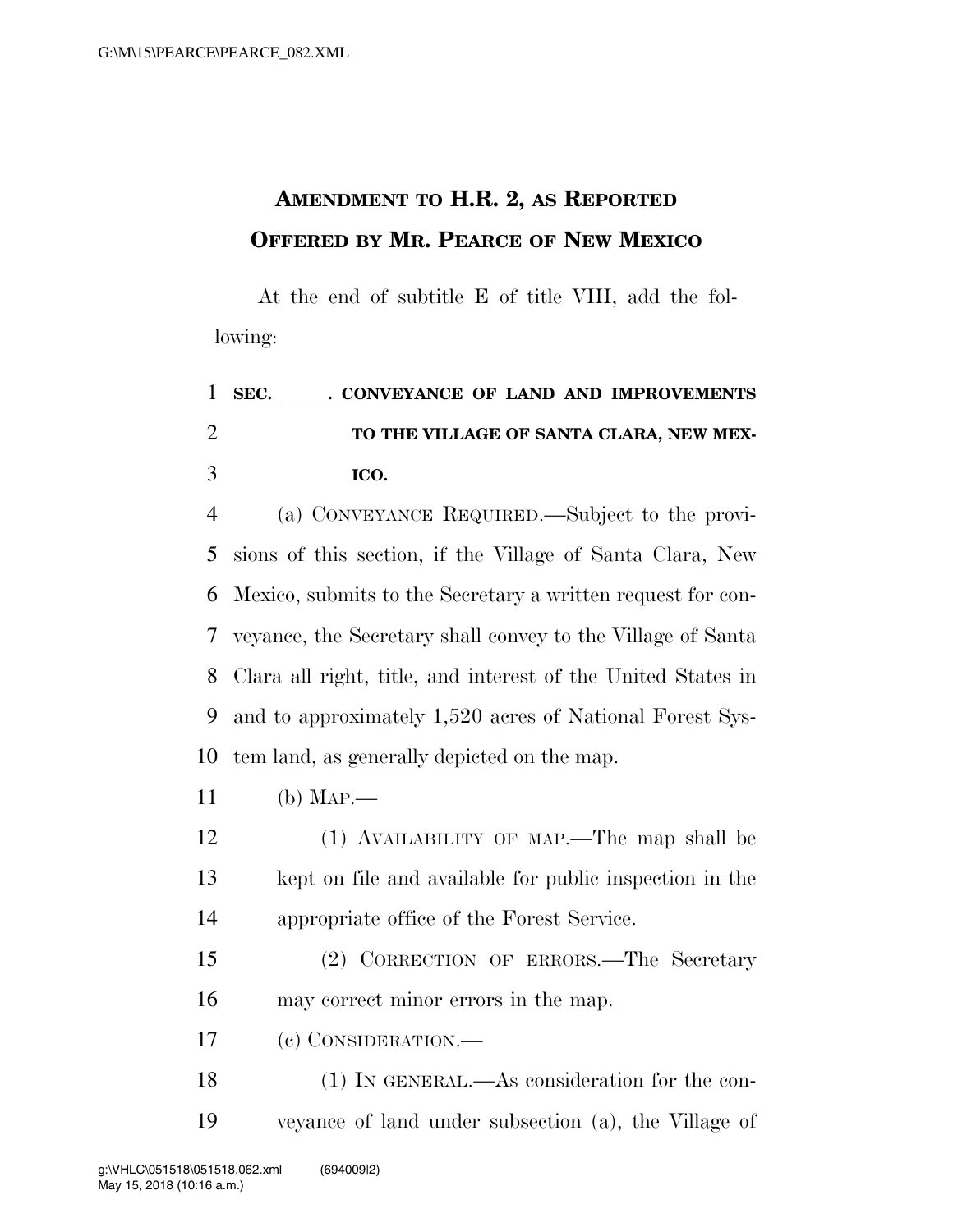# AMENDMENT TO H.R. 2, AS REPORTED OFFERED BY MR. PEARCE OF NEW MEXICO

At the end of subtitle E of title VIII, add the following:

**SEC. \_\_\_\_\_. CONVEYANCE OF LAND AND IMPROVEMENTS TO THE VILLAGE OF SANTA CLARA, NEW MEXICO.**

(a) CONVEYANCE REQUIRED.—Subject to the provisions of this section, if the Village of Santa Clara, New Mexico, submits to the Secretary a written request for conveyance, the Secretary shall convey to the Village of Santa Clara all right, title, and interest of the United States in and to approximately 1,520 acres of National Forest System land, as generally depicted on the map.

(b) MAP.—

(1) AVAILABILITY OF MAP.—The map shall be kept on file and available for public inspection in the appropriate office of the Forest Service.

(2) CORRECTION OF ERRORS.—The Secretary may correct minor errors in the map.

(c) CONSIDERATION.—

(1) IN GENERAL.—As consideration for the conveyance of land under subsection (a), the Village of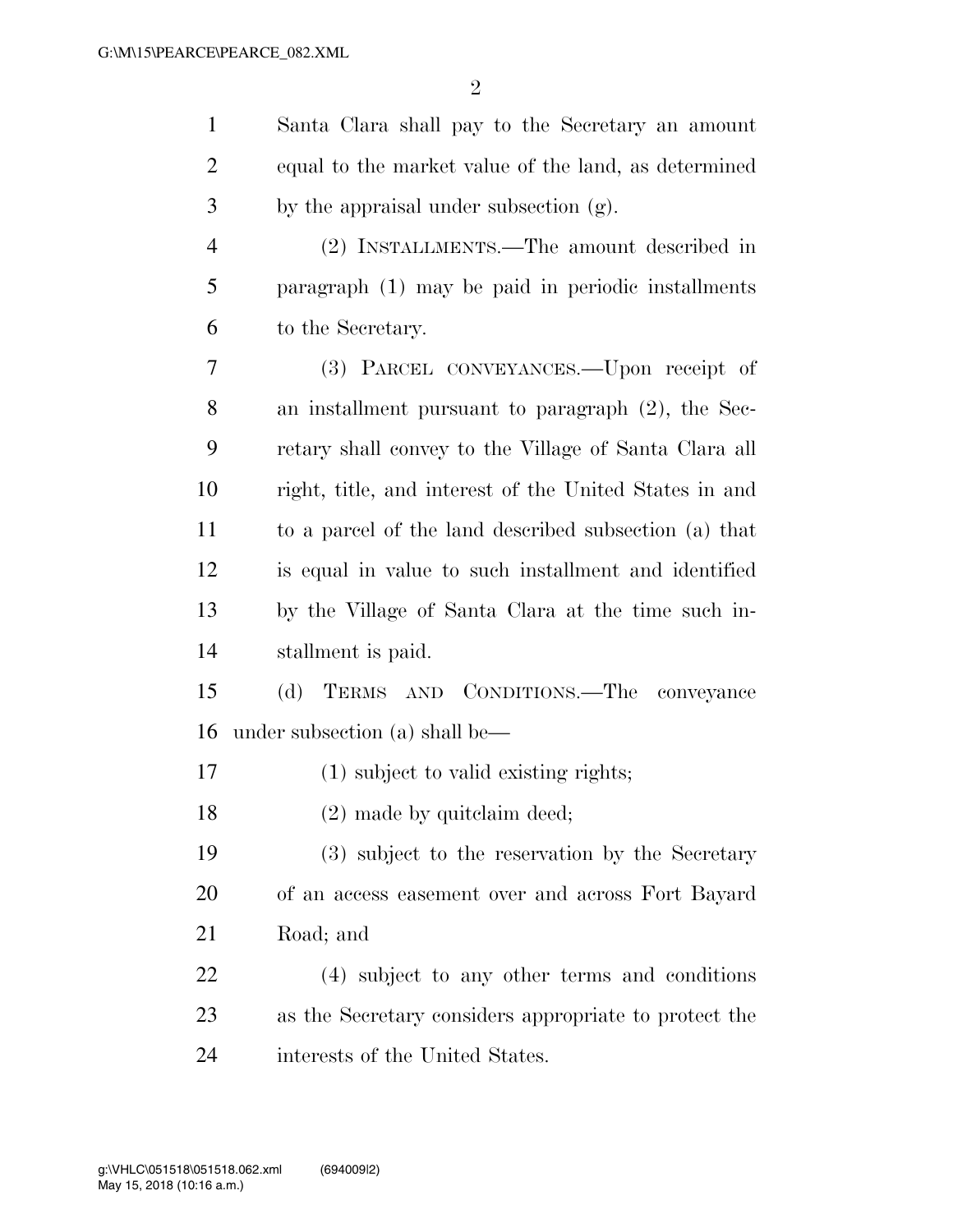Santa Clara shall pay to the Secretary an amount equal to the market value of the land, as determined by the appraisal under subsection (g).

(2) INSTALLMENTS.—The amount described in paragraph (1) may be paid in periodic installments to the Secretary.

(3) PARCEL CONVEYANCES.—Upon receipt of an installment pursuant to paragraph (2), the Secretary shall convey to the Village of Santa Clara all right, title, and interest of the United States in and to a parcel of the land described subsection (a) that is equal in value to such installment and identified by the Village of Santa Clara at the time such installment is paid.

(d) TERMS AND CONDITIONS.—The conveyance under subsection (a) shall be—

(1) subject to valid existing rights;

(2) made by quitclaim deed;

(3) subject to the reservation by the Secretary of an access easement over and across Fort Bayard Road; and

(4) subject to any other terms and conditions as the Secretary considers appropriate to protect the interests of the United States.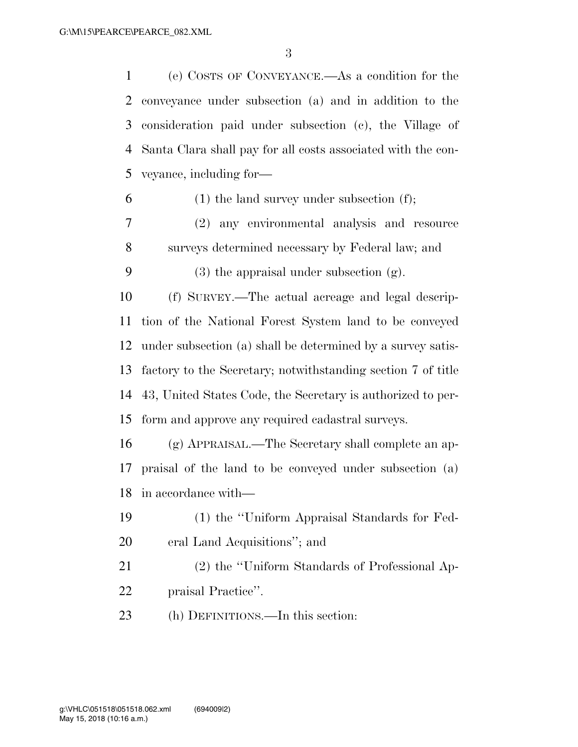(e) COSTS OF CONVEYANCE.—As a condition for the conveyance under subsection (a) and in addition to the consideration paid under subsection (c), the Village of Santa Clara shall pay for all costs associated with the conveyance, including for—

(1) the land survey under subsection (f);

(2) any environmental analysis and resource surveys determined necessary by Federal law; and

(3) the appraisal under subsection (g).

(f) SURVEY.—The actual acreage and legal description of the National Forest System land to be conveyed under subsection (a) shall be determined by a survey satisfactory to the Secretary; notwithstanding section 7 of title 43, United States Code, the Secretary is authorized to perform and approve any required cadastral surveys.

(g) APPRAISAL.—The Secretary shall complete an appraisal of the land to be conveyed under subsection (a) in accordance with—

(1) the "Uniform Appraisal Standards for Federal Land Acquisitions"; and

(2) the "Uniform Standards of Professional Appraisal Practice".

(h) DEFINITIONS.—In this section: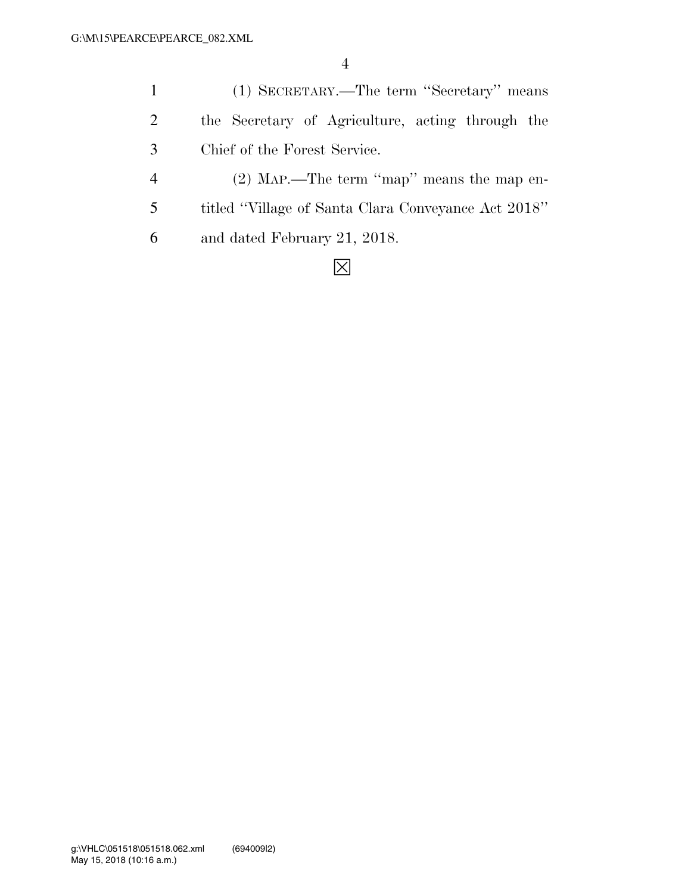(1) SECRETARY.—The term "Secretary" means the Secretary of Agriculture, acting through the Chief of the Forest Service.

(2) MAP.—The term "map" means the map entitled "Village of Santa Clara Conveyance Act 2018" and dated February 21, 2018.